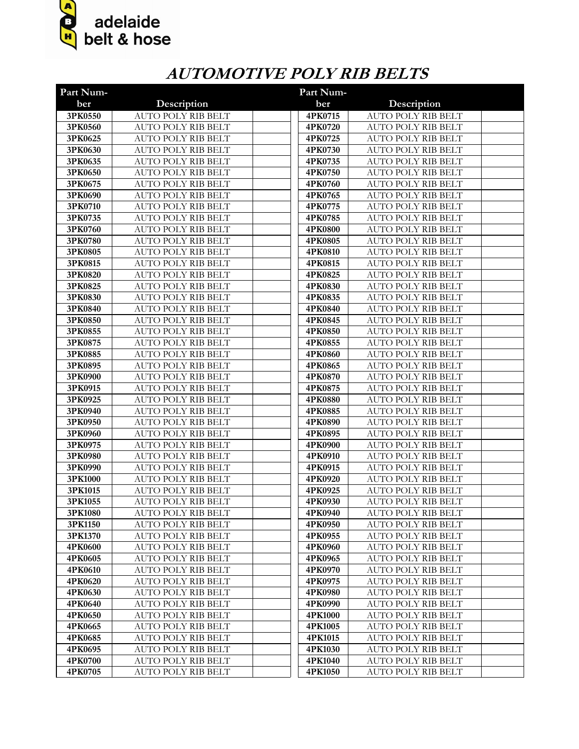adelaide belt & hose

# *AUTOMOTIVE POLY RIB BELTS*

| Part Number | Description | | Part Number | Description | |
|---|---|---|---|---|---|
| 3PK0550 | AUTO POLY RIB BELT | | 4PK0715 | AUTO POLY RIB BELT | |
| 3PK0560 | AUTO POLY RIB BELT | | 4PK0720 | AUTO POLY RIB BELT | |
| 3PK0625 | AUTO POLY RIB BELT | | 4PK0725 | AUTO POLY RIB BELT | |
| 3PK0630 | AUTO POLY RIB BELT | | 4PK0730 | AUTO POLY RIB BELT | |
| 3PK0635 | AUTO POLY RIB BELT | | 4PK0735 | AUTO POLY RIB BELT | |
| 3PK0650 | AUTO POLY RIB BELT | | 4PK0750 | AUTO POLY RIB BELT | |
| 3PK0675 | AUTO POLY RIB BELT | | 4PK0760 | AUTO POLY RIB BELT | |
| 3PK0690 | AUTO POLY RIB BELT | | 4PK0765 | AUTO POLY RIB BELT | |
| 3PK0710 | AUTO POLY RIB BELT | | 4PK0775 | AUTO POLY RIB BELT | |
| 3PK0735 | AUTO POLY RIB BELT | | 4PK0785 | AUTO POLY RIB BELT | |
| 3PK0760 | AUTO POLY RIB BELT | | 4PK0800 | AUTO POLY RIB BELT | |
| 3PK0780 | AUTO POLY RIB BELT | | 4PK0805 | AUTO POLY RIB BELT | |
| 3PK0805 | AUTO POLY RIB BELT | | 4PK0810 | AUTO POLY RIB BELT | |
| 3PK0815 | AUTO POLY RIB BELT | | 4PK0815 | AUTO POLY RIB BELT | |
| 3PK0820 | AUTO POLY RIB BELT | | 4PK0825 | AUTO POLY RIB BELT | |
| 3PK0825 | AUTO POLY RIB BELT | | 4PK0830 | AUTO POLY RIB BELT | |
| 3PK0830 | AUTO POLY RIB BELT | | 4PK0835 | AUTO POLY RIB BELT | |
| 3PK0840 | AUTO POLY RIB BELT | | 4PK0840 | AUTO POLY RIB BELT | |
| 3PK0850 | AUTO POLY RIB BELT | | 4PK0845 | AUTO POLY RIB BELT | |
| 3PK0855 | AUTO POLY RIB BELT | | 4PK0850 | AUTO POLY RIB BELT | |
| 3PK0875 | AUTO POLY RIB BELT | | 4PK0855 | AUTO POLY RIB BELT | |
| 3PK0885 | AUTO POLY RIB BELT | | 4PK0860 | AUTO POLY RIB BELT | |
| 3PK0895 | AUTO POLY RIB BELT | | 4PK0865 | AUTO POLY RIB BELT | |
| 3PK0900 | AUTO POLY RIB BELT | | 4PK0870 | AUTO POLY RIB BELT | |
| 3PK0915 | AUTO POLY RIB BELT | | 4PK0875 | AUTO POLY RIB BELT | |
| 3PK0925 | AUTO POLY RIB BELT | | 4PK0880 | AUTO POLY RIB BELT | |
| 3PK0940 | AUTO POLY RIB BELT | | 4PK0885 | AUTO POLY RIB BELT | |
| 3PK0950 | AUTO POLY RIB BELT | | 4PK0890 | AUTO POLY RIB BELT | |
| 3PK0960 | AUTO POLY RIB BELT | | 4PK0895 | AUTO POLY RIB BELT | |
| 3PK0975 | AUTO POLY RIB BELT | | 4PK0900 | AUTO POLY RIB BELT | |
| 3PK0980 | AUTO POLY RIB BELT | | 4PK0910 | AUTO POLY RIB BELT | |
| 3PK0990 | AUTO POLY RIB BELT | | 4PK0915 | AUTO POLY RIB BELT | |
| 3PK1000 | AUTO POLY RIB BELT | | 4PK0920 | AUTO POLY RIB BELT | |
| 3PK1015 | AUTO POLY RIB BELT | | 4PK0925 | AUTO POLY RIB BELT | |
| 3PK1055 | AUTO POLY RIB BELT | | 4PK0930 | AUTO POLY RIB BELT | |
| 3PK1080 | AUTO POLY RIB BELT | | 4PK0940 | AUTO POLY RIB BELT | |
| 3PK1150 | AUTO POLY RIB BELT | | 4PK0950 | AUTO POLY RIB BELT | |
| 3PK1370 | AUTO POLY RIB BELT | | 4PK0955 | AUTO POLY RIB BELT | |
| 4PK0600 | AUTO POLY RIB BELT | | 4PK0960 | AUTO POLY RIB BELT | |
| 4PK0605 | AUTO POLY RIB BELT | | 4PK0965 | AUTO POLY RIB BELT | |
| 4PK0610 | AUTO POLY RIB BELT | | 4PK0970 | AUTO POLY RIB BELT | |
| 4PK0620 | AUTO POLY RIB BELT | | 4PK0975 | AUTO POLY RIB BELT | |
| 4PK0630 | AUTO POLY RIB BELT | | 4PK0980 | AUTO POLY RIB BELT | |
| 4PK0640 | AUTO POLY RIB BELT | | 4PK0990 | AUTO POLY RIB BELT | |
| 4PK0650 | AUTO POLY RIB BELT | | 4PK1000 | AUTO POLY RIB BELT | |
| 4PK0665 | AUTO POLY RIB BELT | | 4PK1005 | AUTO POLY RIB BELT | |
| 4PK0685 | AUTO POLY RIB BELT | | 4PK1015 | AUTO POLY RIB BELT | |
| 4PK0695 | AUTO POLY RIB BELT | | 4PK1030 | AUTO POLY RIB BELT | |
| 4PK0700 | AUTO POLY RIB BELT | | 4PK1040 | AUTO POLY RIB BELT | |
| 4PK0705 | AUTO POLY RIB BELT | | 4PK1050 | AUTO POLY RIB BELT | |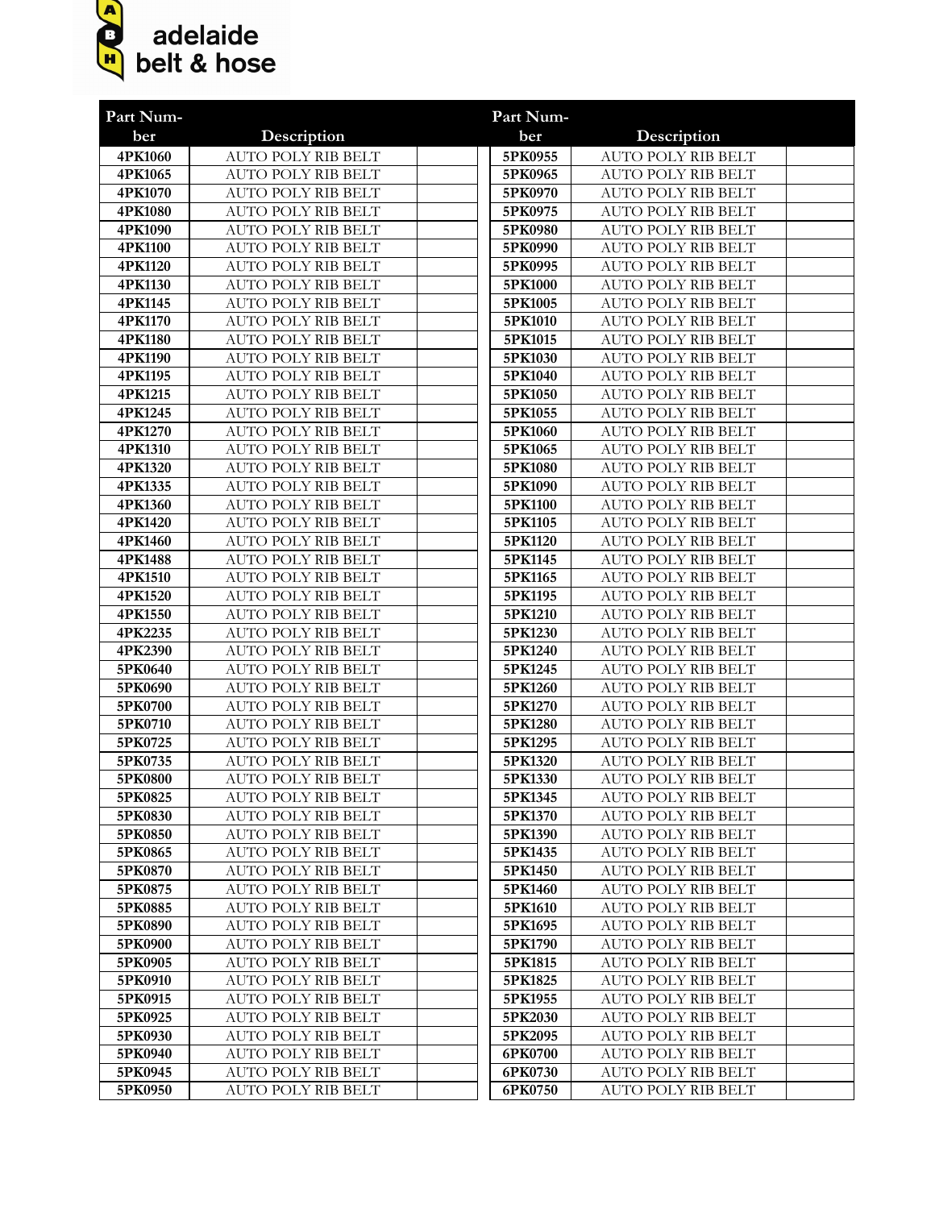**adelaide belt & hose**

| Part Number | Description | |
|---|---|---|
| 4PK1060 | AUTO POLY RIB BELT | |
| 4PK1065 | AUTO POLY RIB BELT | |
| 4PK1070 | AUTO POLY RIB BELT | |
| 4PK1080 | AUTO POLY RIB BELT | |
| 4PK1090 | AUTO POLY RIB BELT | |
| 4PK1100 | AUTO POLY RIB BELT | |
| 4PK1120 | AUTO POLY RIB BELT | |
| 4PK1130 | AUTO POLY RIB BELT | |
| 4PK1145 | AUTO POLY RIB BELT | |
| 4PK1170 | AUTO POLY RIB BELT | |
| 4PK1180 | AUTO POLY RIB BELT | |
| 4PK1190 | AUTO POLY RIB BELT | |
| 4PK1195 | AUTO POLY RIB BELT | |
| 4PK1215 | AUTO POLY RIB BELT | |
| 4PK1245 | AUTO POLY RIB BELT | |
| 4PK1270 | AUTO POLY RIB BELT | |
| 4PK1310 | AUTO POLY RIB BELT | |
| 4PK1320 | AUTO POLY RIB BELT | |
| 4PK1335 | AUTO POLY RIB BELT | |
| 4PK1360 | AUTO POLY RIB BELT | |
| 4PK1420 | AUTO POLY RIB BELT | |
| 4PK1460 | AUTO POLY RIB BELT | |
| 4PK1488 | AUTO POLY RIB BELT | |
| 4PK1510 | AUTO POLY RIB BELT | |
| 4PK1520 | AUTO POLY RIB BELT | |
| 4PK1550 | AUTO POLY RIB BELT | |
| 4PK2235 | AUTO POLY RIB BELT | |
| 4PK2390 | AUTO POLY RIB BELT | |
| 5PK0640 | AUTO POLY RIB BELT | |
| 5PK0690 | AUTO POLY RIB BELT | |
| 5PK0700 | AUTO POLY RIB BELT | |
| 5PK0710 | AUTO POLY RIB BELT | |
| 5PK0725 | AUTO POLY RIB BELT | |
| 5PK0735 | AUTO POLY RIB BELT | |
| 5PK0800 | AUTO POLY RIB BELT | |
| 5PK0825 | AUTO POLY RIB BELT | |
| 5PK0830 | AUTO POLY RIB BELT | |
| 5PK0850 | AUTO POLY RIB BELT | |
| 5PK0865 | AUTO POLY RIB BELT | |
| 5PK0870 | AUTO POLY RIB BELT | |
| 5PK0875 | AUTO POLY RIB BELT | |
| 5PK0885 | AUTO POLY RIB BELT | |
| 5PK0890 | AUTO POLY RIB BELT | |
| 5PK0900 | AUTO POLY RIB BELT | |
| 5PK0905 | AUTO POLY RIB BELT | |
| 5PK0910 | AUTO POLY RIB BELT | |
| 5PK0915 | AUTO POLY RIB BELT | |
| 5PK0925 | AUTO POLY RIB BELT | |
| 5PK0930 | AUTO POLY RIB BELT | |
| 5PK0940 | AUTO POLY RIB BELT | |
| 5PK0945 | AUTO POLY RIB BELT | |
| 5PK0950 | AUTO POLY RIB BELT | |

| Part Number | Description | |
|---|---|---|
| 5PK0955 | AUTO POLY RIB BELT | |
| 5PK0965 | AUTO POLY RIB BELT | |
| 5PK0970 | AUTO POLY RIB BELT | |
| 5PK0975 | AUTO POLY RIB BELT | |
| 5PK0980 | AUTO POLY RIB BELT | |
| 5PK0990 | AUTO POLY RIB BELT | |
| 5PK0995 | AUTO POLY RIB BELT | |
| 5PK1000 | AUTO POLY RIB BELT | |
| 5PK1005 | AUTO POLY RIB BELT | |
| 5PK1010 | AUTO POLY RIB BELT | |
| 5PK1015 | AUTO POLY RIB BELT | |
| 5PK1030 | AUTO POLY RIB BELT | |
| 5PK1040 | AUTO POLY RIB BELT | |
| 5PK1050 | AUTO POLY RIB BELT | |
| 5PK1055 | AUTO POLY RIB BELT | |
| 5PK1060 | AUTO POLY RIB BELT | |
| 5PK1065 | AUTO POLY RIB BELT | |
| 5PK1080 | AUTO POLY RIB BELT | |
| 5PK1090 | AUTO POLY RIB BELT | |
| 5PK1100 | AUTO POLY RIB BELT | |
| 5PK1105 | AUTO POLY RIB BELT | |
| 5PK1120 | AUTO POLY RIB BELT | |
| 5PK1145 | AUTO POLY RIB BELT | |
| 5PK1165 | AUTO POLY RIB BELT | |
| 5PK1195 | AUTO POLY RIB BELT | |
| 5PK1210 | AUTO POLY RIB BELT | |
| 5PK1230 | AUTO POLY RIB BELT | |
| 5PK1240 | AUTO POLY RIB BELT | |
| 5PK1245 | AUTO POLY RIB BELT | |
| 5PK1260 | AUTO POLY RIB BELT | |
| 5PK1270 | AUTO POLY RIB BELT | |
| 5PK1280 | AUTO POLY RIB BELT | |
| 5PK1295 | AUTO POLY RIB BELT | |
| 5PK1320 | AUTO POLY RIB BELT | |
| 5PK1330 | AUTO POLY RIB BELT | |
| 5PK1345 | AUTO POLY RIB BELT | |
| 5PK1370 | AUTO POLY RIB BELT | |
| 5PK1390 | AUTO POLY RIB BELT | |
| 5PK1435 | AUTO POLY RIB BELT | |
| 5PK1450 | AUTO POLY RIB BELT | |
| 5PK1460 | AUTO POLY RIB BELT | |
| 5PK1610 | AUTO POLY RIB BELT | |
| 5PK1695 | AUTO POLY RIB BELT | |
| 5PK1790 | AUTO POLY RIB BELT | |
| 5PK1815 | AUTO POLY RIB BELT | |
| 5PK1825 | AUTO POLY RIB BELT | |
| 5PK1955 | AUTO POLY RIB BELT | |
| 5PK2030 | AUTO POLY RIB BELT | |
| 5PK2095 | AUTO POLY RIB BELT | |
| 6PK0700 | AUTO POLY RIB BELT | |
| 6PK0730 | AUTO POLY RIB BELT | |
| 6PK0750 | AUTO POLY RIB BELT | |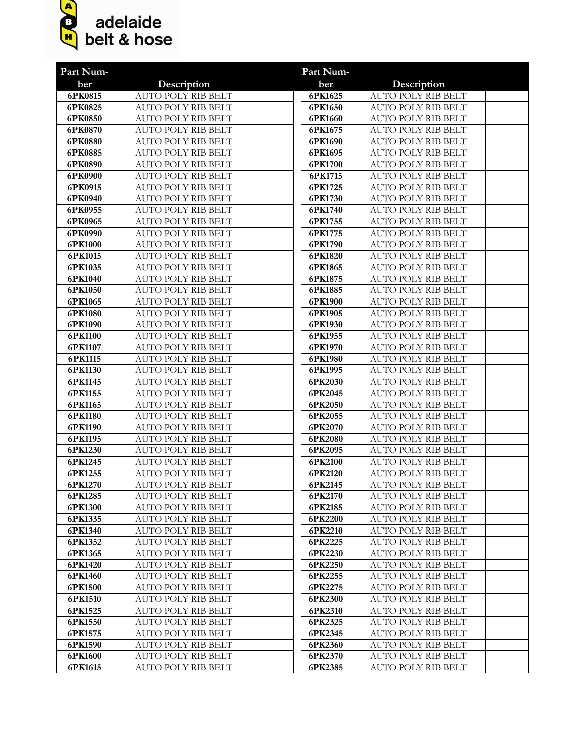adelaide belt & hose

| Part Number | Description | |
|---|---|---|
| 6PK0815 | AUTO POLY RIB BELT | |
| 6PK0825 | AUTO POLY RIB BELT | |
| 6PK0850 | AUTO POLY RIB BELT | |
| 6PK0870 | AUTO POLY RIB BELT | |
| 6PK0880 | AUTO POLY RIB BELT | |
| 6PK0885 | AUTO POLY RIB BELT | |
| 6PK0890 | AUTO POLY RIB BELT | |
| 6PK0900 | AUTO POLY RIB BELT | |
| 6PK0915 | AUTO POLY RIB BELT | |
| 6PK0940 | AUTO POLY RIB BELT | |
| 6PK0955 | AUTO POLY RIB BELT | |
| 6PK0965 | AUTO POLY RIB BELT | |
| 6PK0990 | AUTO POLY RIB BELT | |
| 6PK1000 | AUTO POLY RIB BELT | |
| 6PK1015 | AUTO POLY RIB BELT | |
| 6PK1035 | AUTO POLY RIB BELT | |
| 6PK1040 | AUTO POLY RIB BELT | |
| 6PK1050 | AUTO POLY RIB BELT | |
| 6PK1065 | AUTO POLY RIB BELT | |
| 6PK1080 | AUTO POLY RIB BELT | |
| 6PK1090 | AUTO POLY RIB BELT | |
| 6PK1100 | AUTO POLY RIB BELT | |
| 6PK1107 | AUTO POLY RIB BELT | |
| 6PK1115 | AUTO POLY RIB BELT | |
| 6PK1130 | AUTO POLY RIB BELT | |
| 6PK1145 | AUTO POLY RIB BELT | |
| 6PK1155 | AUTO POLY RIB BELT | |
| 6PK1165 | AUTO POLY RIB BELT | |
| 6PK1180 | AUTO POLY RIB BELT | |
| 6PK1190 | AUTO POLY RIB BELT | |
| 6PK1195 | AUTO POLY RIB BELT | |
| 6PK1230 | AUTO POLY RIB BELT | |
| 6PK1245 | AUTO POLY RIB BELT | |
| 6PK1255 | AUTO POLY RIB BELT | |
| 6PK1270 | AUTO POLY RIB BELT | |
| 6PK1285 | AUTO POLY RIB BELT | |
| 6PK1300 | AUTO POLY RIB BELT | |
| 6PK1335 | AUTO POLY RIB BELT | |
| 6PK1340 | AUTO POLY RIB BELT | |
| 6PK1352 | AUTO POLY RIB BELT | |
| 6PK1365 | AUTO POLY RIB BELT | |
| 6PK1420 | AUTO POLY RIB BELT | |
| 6PK1460 | AUTO POLY RIB BELT | |
| 6PK1500 | AUTO POLY RIB BELT | |
| 6PK1510 | AUTO POLY RIB BELT | |
| 6PK1525 | AUTO POLY RIB BELT | |
| 6PK1550 | AUTO POLY RIB BELT | |
| 6PK1575 | AUTO POLY RIB BELT | |
| 6PK1590 | AUTO POLY RIB BELT | |
| 6PK1600 | AUTO POLY RIB BELT | |
| 6PK1615 | AUTO POLY RIB BELT | |
| 6PK1625 | AUTO POLY RIB BELT | |
| 6PK1650 | AUTO POLY RIB BELT | |
| 6PK1660 | AUTO POLY RIB BELT | |
| 6PK1675 | AUTO POLY RIB BELT | |
| 6PK1690 | AUTO POLY RIB BELT | |
| 6PK1695 | AUTO POLY RIB BELT | |
| 6PK1700 | AUTO POLY RIB BELT | |
| 6PK1715 | AUTO POLY RIB BELT | |
| 6PK1725 | AUTO POLY RIB BELT | |
| 6PK1730 | AUTO POLY RIB BELT | |
| 6PK1740 | AUTO POLY RIB BELT | |
| 6PK1755 | AUTO POLY RIB BELT | |
| 6PK1775 | AUTO POLY RIB BELT | |
| 6PK1790 | AUTO POLY RIB BELT | |
| 6PK1820 | AUTO POLY RIB BELT | |
| 6PK1865 | AUTO POLY RIB BELT | |
| 6PK1875 | AUTO POLY RIB BELT | |
| 6PK1885 | AUTO POLY RIB BELT | |
| 6PK1900 | AUTO POLY RIB BELT | |
| 6PK1905 | AUTO POLY RIB BELT | |
| 6PK1930 | AUTO POLY RIB BELT | |
| 6PK1955 | AUTO POLY RIB BELT | |
| 6PK1970 | AUTO POLY RIB BELT | |
| 6PK1980 | AUTO POLY RIB BELT | |
| 6PK1995 | AUTO POLY RIB BELT | |
| 6PK2030 | AUTO POLY RIB BELT | |
| 6PK2045 | AUTO POLY RIB BELT | |
| 6PK2050 | AUTO POLY RIB BELT | |
| 6PK2055 | AUTO POLY RIB BELT | |
| 6PK2070 | AUTO POLY RIB BELT | |
| 6PK2080 | AUTO POLY RIB BELT | |
| 6PK2095 | AUTO POLY RIB BELT | |
| 6PK2100 | AUTO POLY RIB BELT | |
| 6PK2120 | AUTO POLY RIB BELT | |
| 6PK2145 | AUTO POLY RIB BELT | |
| 6PK2170 | AUTO POLY RIB BELT | |
| 6PK2185 | AUTO POLY RIB BELT | |
| 6PK2200 | AUTO POLY RIB BELT | |
| 6PK2210 | AUTO POLY RIB BELT | |
| 6PK2225 | AUTO POLY RIB BELT | |
| 6PK2230 | AUTO POLY RIB BELT | |
| 6PK2250 | AUTO POLY RIB BELT | |
| 6PK2255 | AUTO POLY RIB BELT | |
| 6PK2275 | AUTO POLY RIB BELT | |
| 6PK2300 | AUTO POLY RIB BELT | |
| 6PK2310 | AUTO POLY RIB BELT | |
| 6PK2325 | AUTO POLY RIB BELT | |
| 6PK2345 | AUTO POLY RIB BELT | |
| 6PK2360 | AUTO POLY RIB BELT | |
| 6PK2370 | AUTO POLY RIB BELT | |
| 6PK2385 | AUTO POLY RIB BELT | |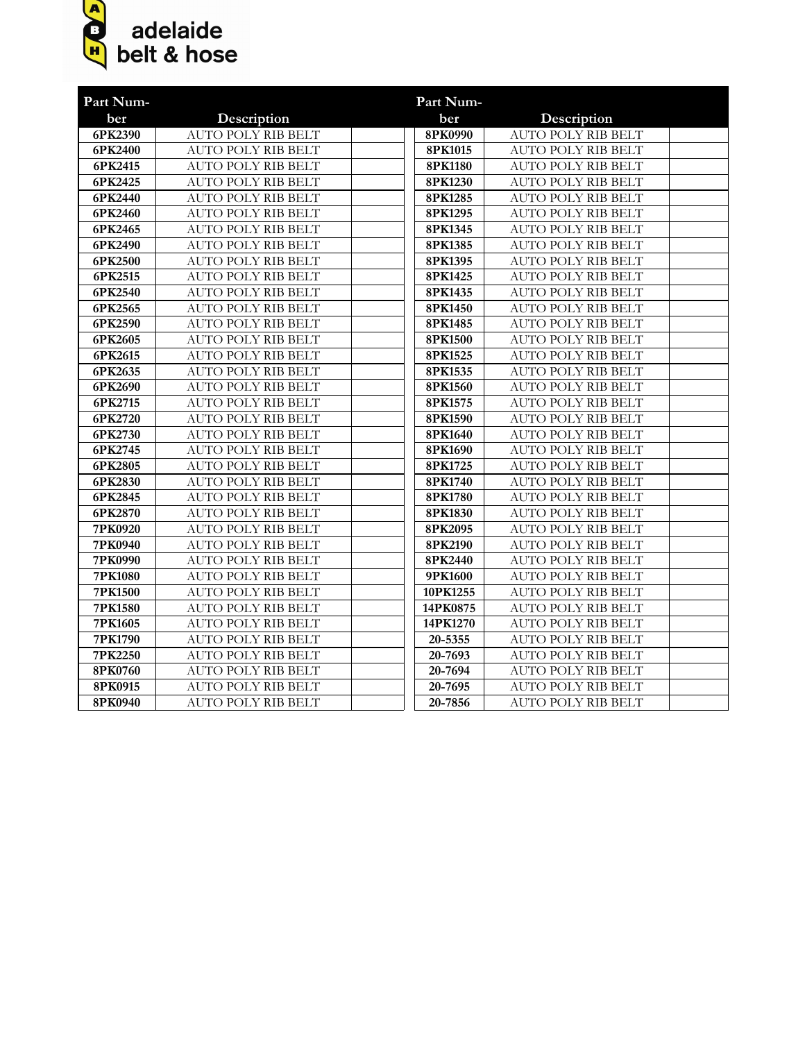adelaide belt & hose

| Part Number | Description | | Part Number | Description | |
|---|---|---|---|---|---|
| 6PK2390 | AUTO POLY RIB BELT | | 8PK0990 | AUTO POLY RIB BELT | |
| 6PK2400 | AUTO POLY RIB BELT | | 8PK1015 | AUTO POLY RIB BELT | |
| 6PK2415 | AUTO POLY RIB BELT | | 8PK1180 | AUTO POLY RIB BELT | |
| 6PK2425 | AUTO POLY RIB BELT | | 8PK1230 | AUTO POLY RIB BELT | |
| 6PK2440 | AUTO POLY RIB BELT | | 8PK1285 | AUTO POLY RIB BELT | |
| 6PK2460 | AUTO POLY RIB BELT | | 8PK1295 | AUTO POLY RIB BELT | |
| 6PK2465 | AUTO POLY RIB BELT | | 8PK1345 | AUTO POLY RIB BELT | |
| 6PK2490 | AUTO POLY RIB BELT | | 8PK1385 | AUTO POLY RIB BELT | |
| 6PK2500 | AUTO POLY RIB BELT | | 8PK1395 | AUTO POLY RIB BELT | |
| 6PK2515 | AUTO POLY RIB BELT | | 8PK1425 | AUTO POLY RIB BELT | |
| 6PK2540 | AUTO POLY RIB BELT | | 8PK1435 | AUTO POLY RIB BELT | |
| 6PK2565 | AUTO POLY RIB BELT | | 8PK1450 | AUTO POLY RIB BELT | |
| 6PK2590 | AUTO POLY RIB BELT | | 8PK1485 | AUTO POLY RIB BELT | |
| 6PK2605 | AUTO POLY RIB BELT | | 8PK1500 | AUTO POLY RIB BELT | |
| 6PK2615 | AUTO POLY RIB BELT | | 8PK1525 | AUTO POLY RIB BELT | |
| 6PK2635 | AUTO POLY RIB BELT | | 8PK1535 | AUTO POLY RIB BELT | |
| 6PK2690 | AUTO POLY RIB BELT | | 8PK1560 | AUTO POLY RIB BELT | |
| 6PK2715 | AUTO POLY RIB BELT | | 8PK1575 | AUTO POLY RIB BELT | |
| 6PK2720 | AUTO POLY RIB BELT | | 8PK1590 | AUTO POLY RIB BELT | |
| 6PK2730 | AUTO POLY RIB BELT | | 8PK1640 | AUTO POLY RIB BELT | |
| 6PK2745 | AUTO POLY RIB BELT | | 8PK1690 | AUTO POLY RIB BELT | |
| 6PK2805 | AUTO POLY RIB BELT | | 8PK1725 | AUTO POLY RIB BELT | |
| 6PK2830 | AUTO POLY RIB BELT | | 8PK1740 | AUTO POLY RIB BELT | |
| 6PK2845 | AUTO POLY RIB BELT | | 8PK1780 | AUTO POLY RIB BELT | |
| 6PK2870 | AUTO POLY RIB BELT | | 8PK1830 | AUTO POLY RIB BELT | |
| 7PK0920 | AUTO POLY RIB BELT | | 8PK2095 | AUTO POLY RIB BELT | |
| 7PK0940 | AUTO POLY RIB BELT | | 8PK2190 | AUTO POLY RIB BELT | |
| 7PK0990 | AUTO POLY RIB BELT | | 8PK2440 | AUTO POLY RIB BELT | |
| 7PK1080 | AUTO POLY RIB BELT | | 9PK1600 | AUTO POLY RIB BELT | |
| 7PK1500 | AUTO POLY RIB BELT | | 10PK1255 | AUTO POLY RIB BELT | |
| 7PK1580 | AUTO POLY RIB BELT | | 14PK0875 | AUTO POLY RIB BELT | |
| 7PK1605 | AUTO POLY RIB BELT | | 14PK1270 | AUTO POLY RIB BELT | |
| 7PK1790 | AUTO POLY RIB BELT | | 20-5355 | AUTO POLY RIB BELT | |
| 7PK2250 | AUTO POLY RIB BELT | | 20-7693 | AUTO POLY RIB BELT | |
| 8PK0760 | AUTO POLY RIB BELT | | 20-7694 | AUTO POLY RIB BELT | |
| 8PK0915 | AUTO POLY RIB BELT | | 20-7695 | AUTO POLY RIB BELT | |
| 8PK0940 | AUTO POLY RIB BELT | | 20-7856 | AUTO POLY RIB BELT | |